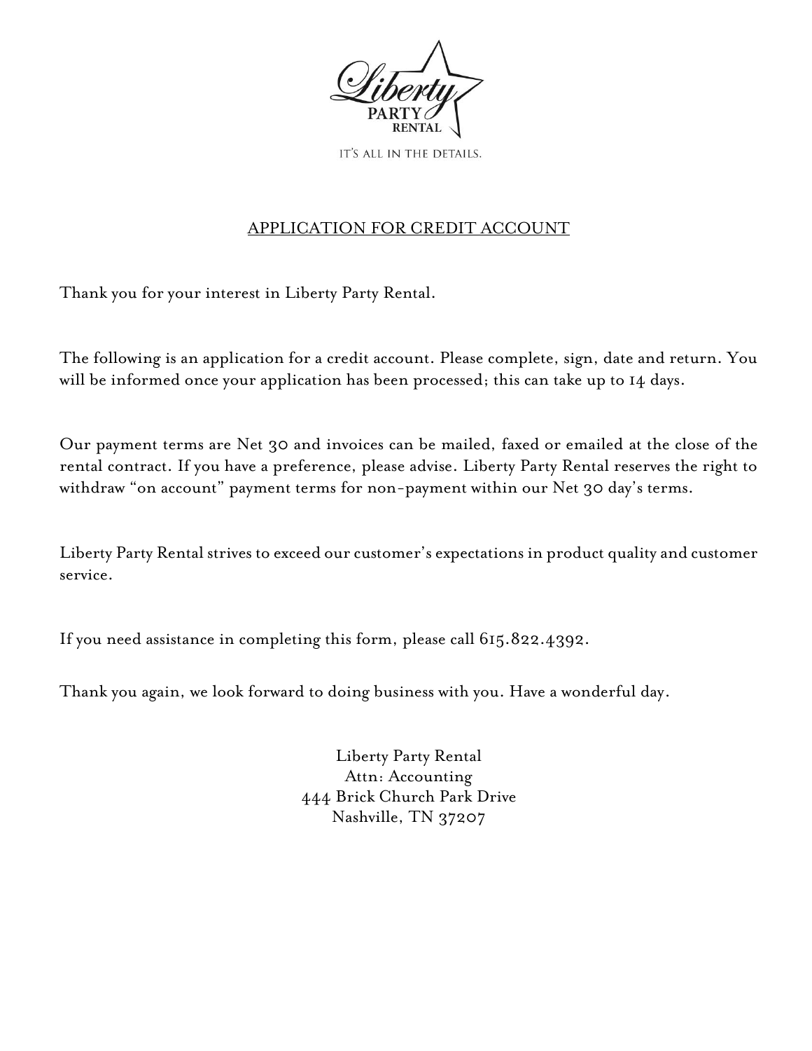Liberty PARTY RENTAL

IT'S ALL IN THE DETAILS.

# APPLICATION FOR CREDIT ACCOUNT

Thank you for your interest in Liberty Party Rental.

The following is an application for a credit account. Please complete, sign, date and return. You will be informed once your application has been processed; this can take up to 14 days.

Our payment terms are Net 30 and invoices can be mailed, faxed or emailed at the close of the rental contract. If you have a preference, please advise. Liberty Party Rental reserves the right to withdraw "on account" payment terms for non-payment within our Net 30 day's terms.

Liberty Party Rental strives to exceed our customer's expectations in product quality and customer service.

If you need assistance in completing this form, please call 615.822.4392.

Thank you again, we look forward to doing business with you. Have a wonderful day.

Liberty Party Rental
Attn: Accounting
444 Brick Church Park Drive
Nashville, TN 37207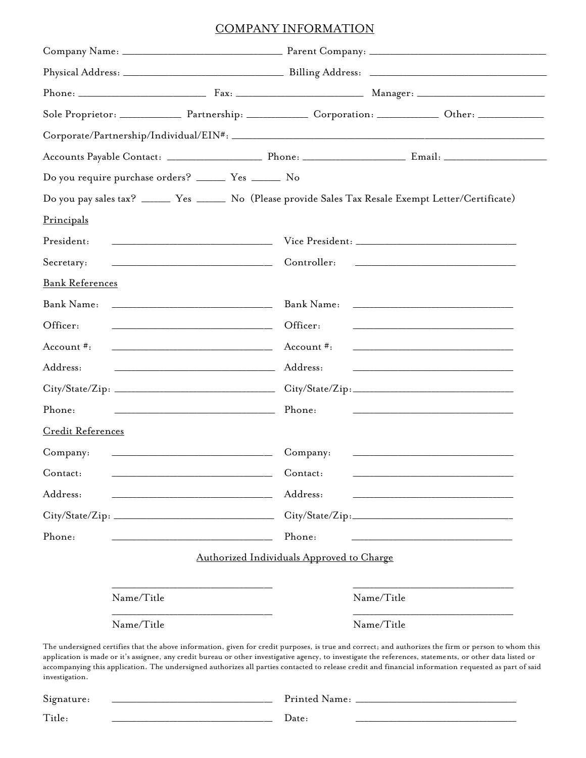# COMPANY INFORMATION

Company Name: ______________________________ Parent Company: ________________________________

Physical Address: ______________________________ Billing Address: ________________________________

Phone: ________________________ Fax: ________________________ Manager: ________________________

Sole Proprietor: ___________ Partnership: ___________ Corporation: ___________ Other: ___________

Corporate/Partnership/Individual/EIN#: ____________________________________________________________

Accounts Payable Contact: __________________ Phone: __________________ Email: __________________

Do you require purchase orders? _____ Yes _____ No

Do you pay sales tax? _____ Yes _____ No (Please provide Sales Tax Resale Exempt Letter/Certificate)

Principals

President: ______________________________ Vice President: ______________________________

Secretary: ______________________________ Controller: ______________________________

Bank References

Bank Name: ______________________________ Bank Name: ______________________________

Officer: ______________________________ Officer: ______________________________

Account #: ______________________________ Account #: ______________________________

Address: ______________________________ Address: ______________________________

City/State/Zip: ______________________________ City/State/Zip: ______________________________

Phone: ______________________________ Phone: ______________________________

Credit References

Company: ______________________________ Company: ______________________________

Contact: ______________________________ Contact: ______________________________

Address: ______________________________ Address: ______________________________

City/State/Zip: ______________________________ City/State/Zip: ______________________________

Phone: ______________________________ Phone: ______________________________

Authorized Individuals Approved to Charge

______________________________ ______________________________

Name/Title Name/Title

______________________________ ______________________________

Name/Title Name/Title

The undersigned certifies that the above information, given for credit purposes, is true and correct; and authorizes the firm or person to whom this application is made or it's assignee, any credit bureau or other investigative agency, to investigate the references, statements, or other data listed or accompanying this application. The undersigned authorizes all parties contacted to release credit and financial information requested as part of said investigation.

Signature: ______________________________ Printed Name: ______________________________

Title: ______________________________ Date: ______________________________